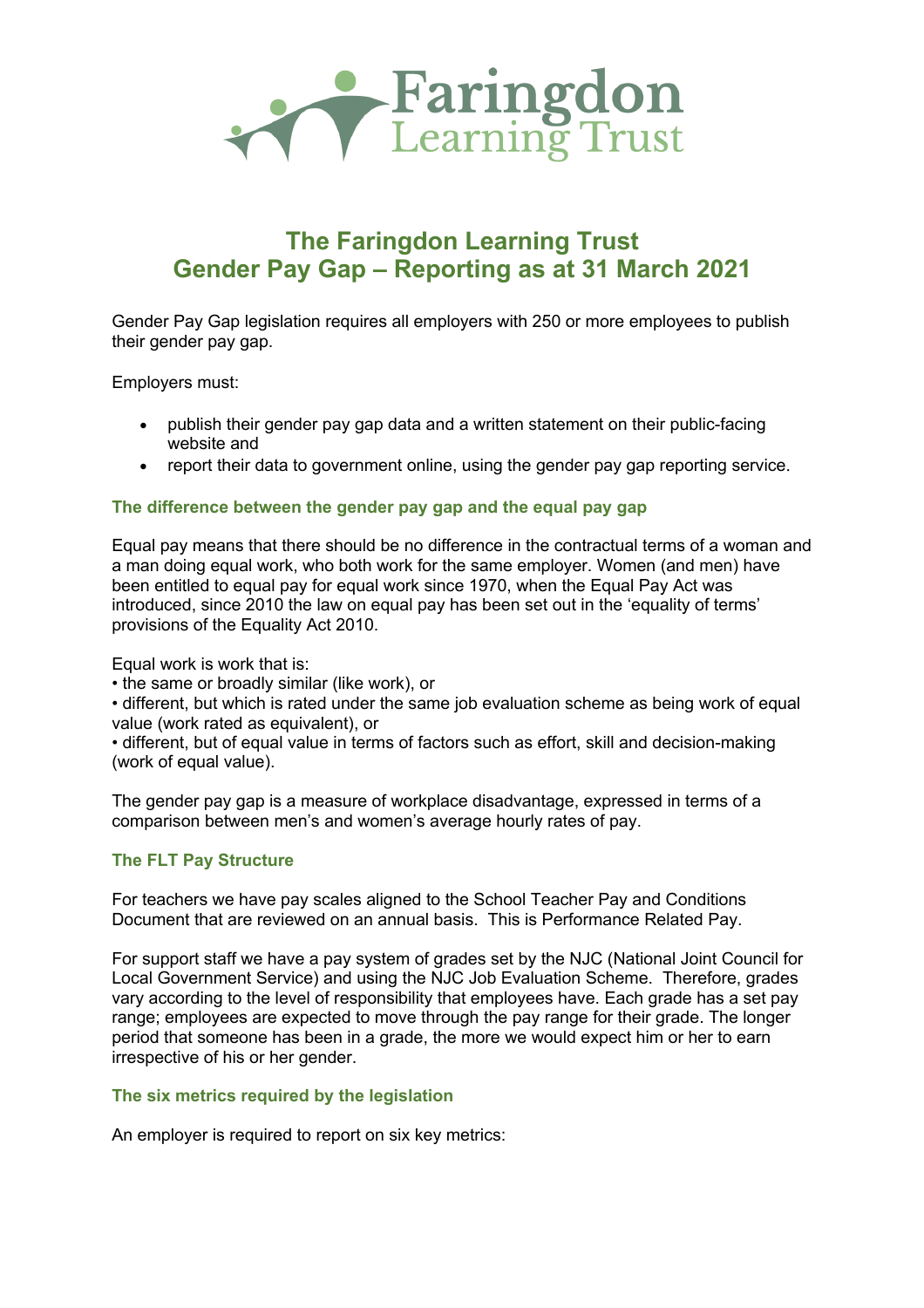# The Faringdon Learning Trust
# Gender Pay Gap – Reporting as at 31 March 2021

Gender Pay Gap legislation requires all employers with 250 or more employees to publish their gender pay gap.

Employers must:

- publish their gender pay gap data and a written statement on their public-facing website and
- report their data to government online, using the gender pay gap reporting service.

### The difference between the gender pay gap and the equal pay gap

Equal pay means that there should be no difference in the contractual terms of a woman and a man doing equal work, who both work for the same employer. Women (and men) have been entitled to equal pay for equal work since 1970, when the Equal Pay Act was introduced, since 2010 the law on equal pay has been set out in the 'equality of terms' provisions of the Equality Act 2010.

Equal work is work that is:
• the same or broadly similar (like work), or
• different, but which is rated under the same job evaluation scheme as being work of equal value (work rated as equivalent), or
• different, but of equal value in terms of factors such as effort, skill and decision-making (work of equal value).

The gender pay gap is a measure of workplace disadvantage, expressed in terms of a comparison between men's and women's average hourly rates of pay.

### The FLT Pay Structure

For teachers we have pay scales aligned to the School Teacher Pay and Conditions Document that are reviewed on an annual basis. This is Performance Related Pay.

For support staff we have a pay system of grades set by the NJC (National Joint Council for Local Government Service) and using the NJC Job Evaluation Scheme. Therefore, grades vary according to the level of responsibility that employees have. Each grade has a set pay range; employees are expected to move through the pay range for their grade. The longer period that someone has been in a grade, the more we would expect him or her to earn irrespective of his or her gender.

### The six metrics required by the legislation

An employer is required to report on six key metrics: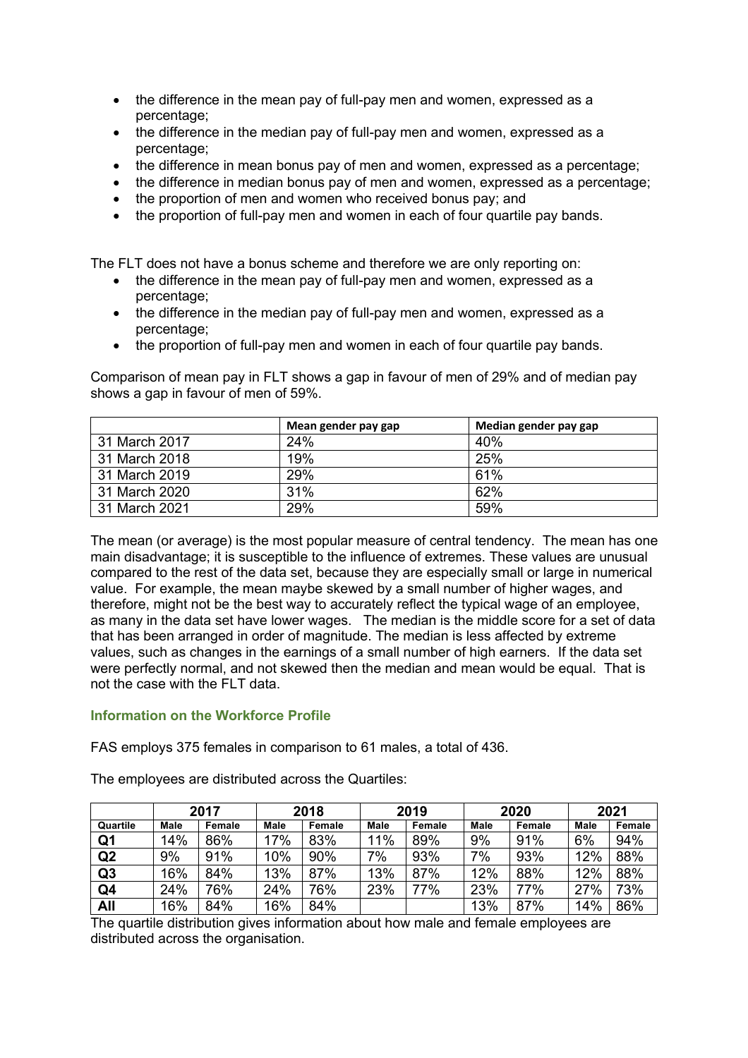- the difference in the mean pay of full-pay men and women, expressed as a percentage;
- the difference in the median pay of full-pay men and women, expressed as a percentage;
- the difference in mean bonus pay of men and women, expressed as a percentage;
- the difference in median bonus pay of men and women, expressed as a percentage;
- the proportion of men and women who received bonus pay; and
- the proportion of full-pay men and women in each of four quartile pay bands.

The FLT does not have a bonus scheme and therefore we are only reporting on:

- the difference in the mean pay of full-pay men and women, expressed as a percentage;
- the difference in the median pay of full-pay men and women, expressed as a percentage;
- the proportion of full-pay men and women in each of four quartile pay bands.

Comparison of mean pay in FLT shows a gap in favour of men of 29% and of median pay shows a gap in favour of men of 59%.

| | Mean gender pay gap | Median gender pay gap |
|---|---|---|
| 31 March 2017 | 24% | 40% |
| 31 March 2018 | 19% | 25% |
| 31 March 2019 | 29% | 61% |
| 31 March 2020 | 31% | 62% |
| 31 March 2021 | 29% | 59% |

The mean (or average) is the most popular measure of central tendency. The mean has one main disadvantage; it is susceptible to the influence of extremes. These values are unusual compared to the rest of the data set, because they are especially small or large in numerical value. For example, the mean maybe skewed by a small number of higher wages, and therefore, might not be the best way to accurately reflect the typical wage of an employee, as many in the data set have lower wages. The median is the middle score for a set of data that has been arranged in order of magnitude. The median is less affected by extreme values, such as changes in the earnings of a small number of high earners. If the data set were perfectly normal, and not skewed then the median and mean would be equal. That is not the case with the FLT data.

### Information on the Workforce Profile

FAS employs 375 females in comparison to 61 males, a total of 436.

The employees are distributed across the Quartiles:

| | 2017 | | 2018 | | 2019 | | 2020 | | 2021 | |
|---|---|---|---|---|---|---|---|---|---|---|
| **Quartile** | **Male** | **Female** | **Male** | **Female** | **Male** | **Female** | **Male** | **Female** | **Male** | **Female** |
| **Q1** | 14% | 86% | 17% | 83% | 11% | 89% | 9% | 91% | 6% | 94% |
| **Q2** | 9% | 91% | 10% | 90% | 7% | 93% | 7% | 93% | 12% | 88% |
| **Q3** | 16% | 84% | 13% | 87% | 13% | 87% | 12% | 88% | 12% | 88% |
| **Q4** | 24% | 76% | 24% | 76% | 23% | 77% | 23% | 77% | 27% | 73% |
| **All** | 16% | 84% | 16% | 84% | | | 13% | 87% | 14% | 86% |

The quartile distribution gives information about how male and female employees are distributed across the organisation.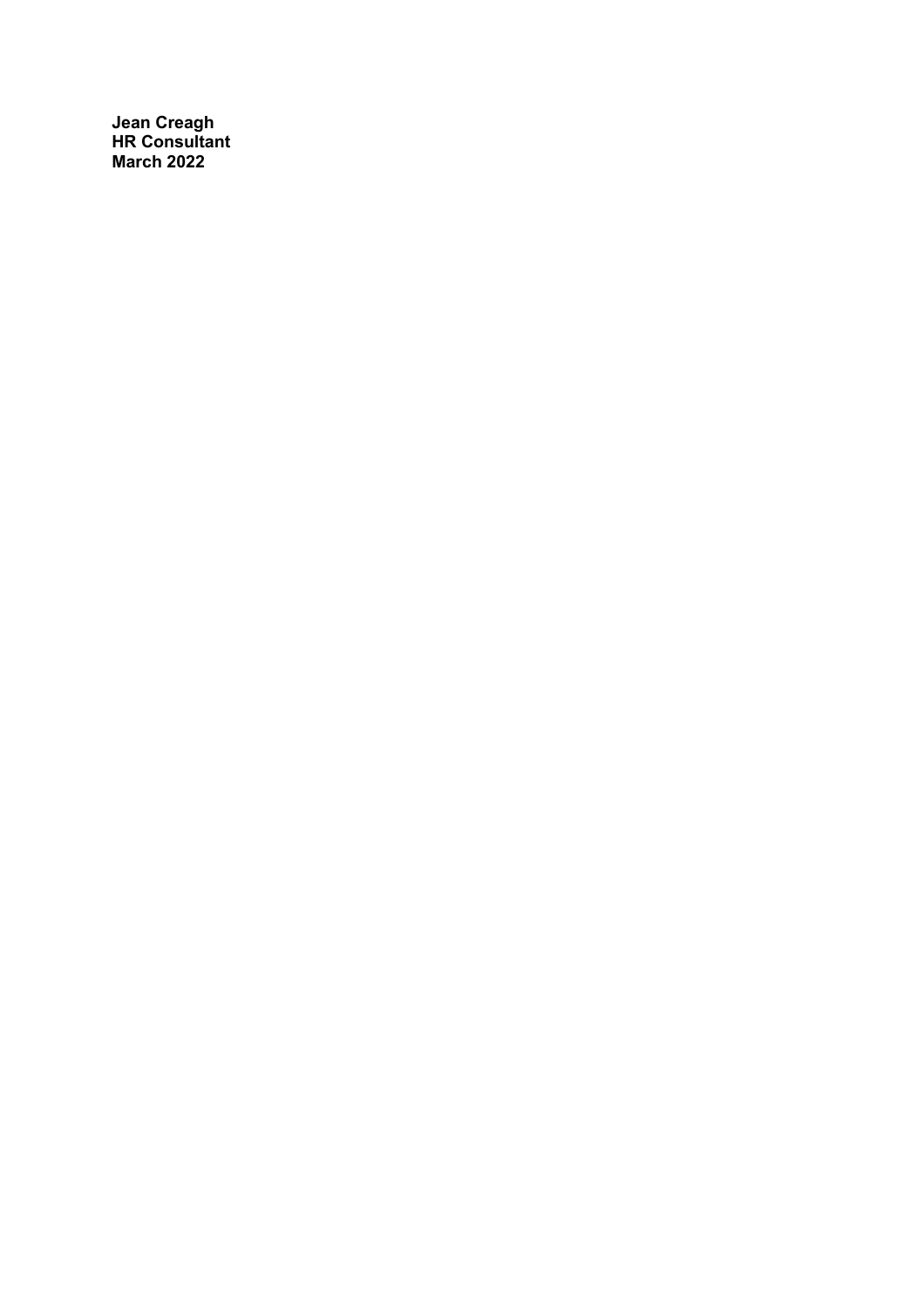**Jean Creagh**
**HR Consultant**
**March 2022**